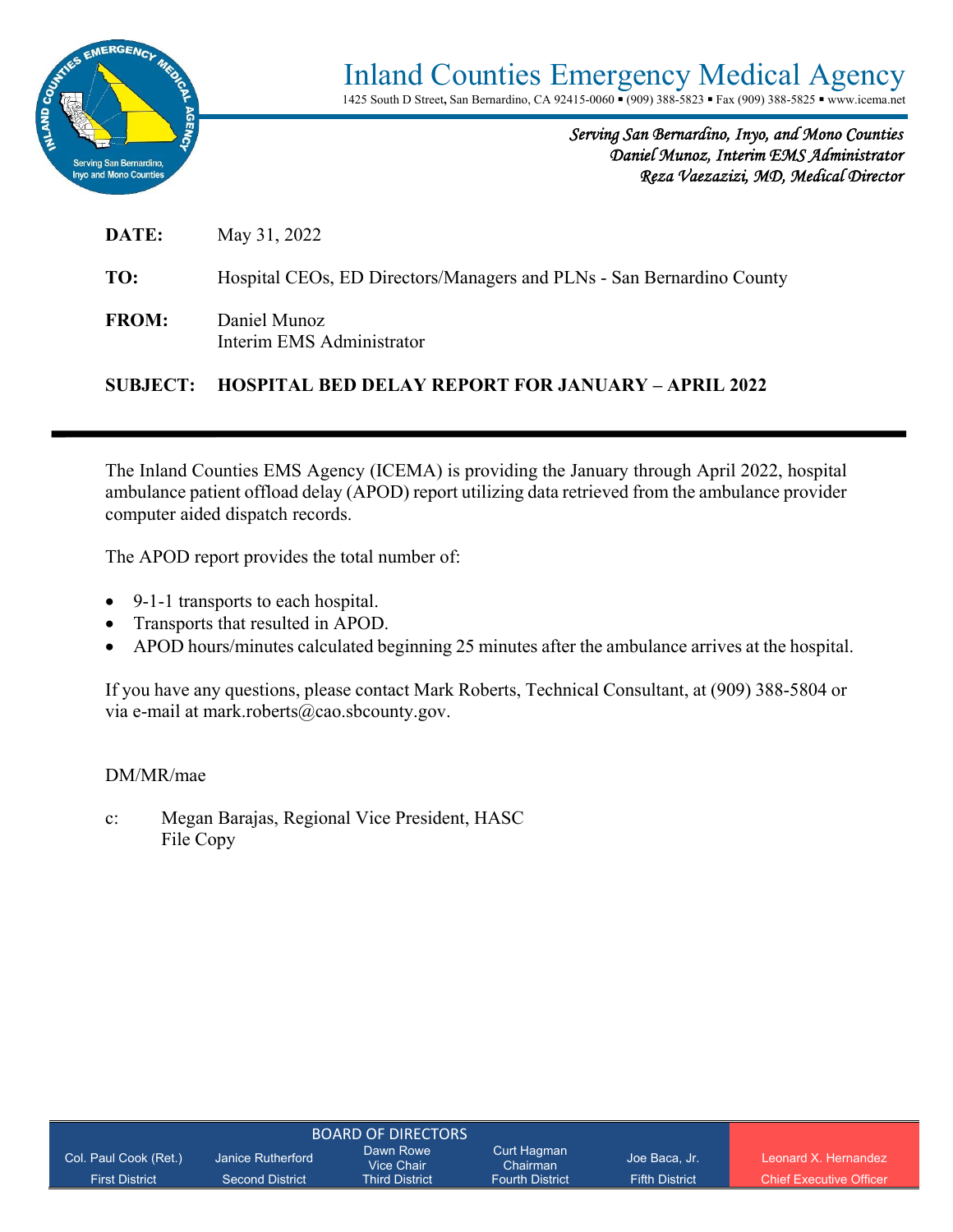# Inland Counties Emergency Medical Agency

1425 South D Street, San Bernardino, CA 92415-0060 ▪ (909) 388-5823 ▪ Fax (909) 388-5825 ▪ www.icema.net

*Serving San Bernardino, Inyo, and Mono Counties*
*Daniel Munoz, Interim EMS Administrator*
*Reza Vaezazizi, MD, Medical Director*

**DATE:** May 31, 2022

**TO:** Hospital CEOs, ED Directors/Managers and PLNs - San Bernardino County

**FROM:** Daniel Munoz
Interim EMS Administrator

**SUBJECT: HOSPITAL BED DELAY REPORT FOR JANUARY – APRIL 2022**

---

The Inland Counties EMS Agency (ICEMA) is providing the January through April 2022, hospital ambulance patient offload delay (APOD) report utilizing data retrieved from the ambulance provider computer aided dispatch records.

The APOD report provides the total number of:

- 9-1-1 transports to each hospital.
- Transports that resulted in APOD.
- APOD hours/minutes calculated beginning 25 minutes after the ambulance arrives at the hospital.

If you have any questions, please contact Mark Roberts, Technical Consultant, at (909) 388-5804 or via e-mail at mark.roberts@cao.sbcounty.gov.

DM/MR/mae

c: Megan Barajas, Regional Vice President, HASC
File Copy

BOARD OF DIRECTORS

| Col. Paul Cook (Ret.) | Janice Rutherford | Dawn Rowe Vice Chair | Curt Hagman Chairman | Joe Baca, Jr. | Leonard X. Hernandez |
|---|---|---|---|---|---|
| First District | Second District | Third District | Fourth District | Fifth District | Chief Executive Officer |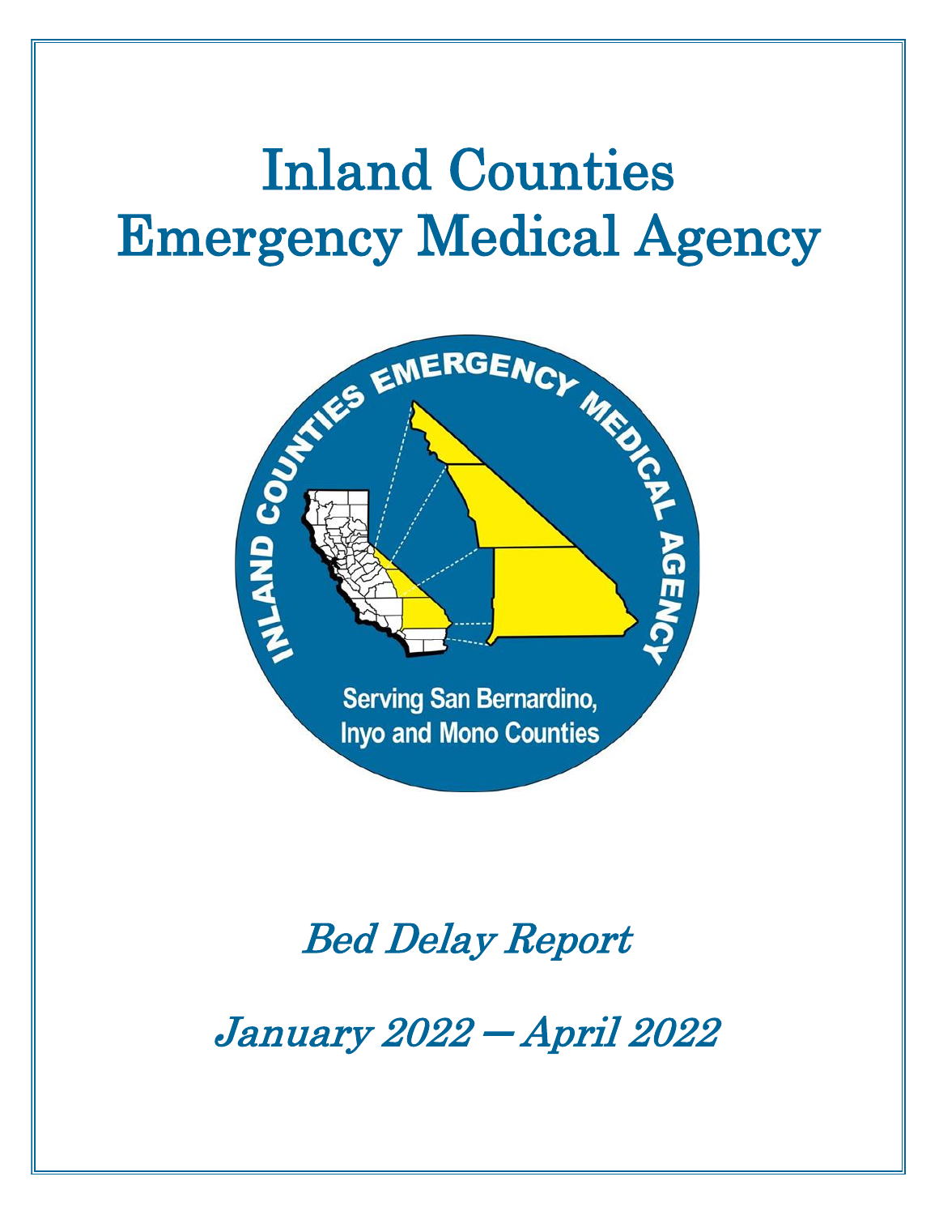# Inland Counties Emergency Medical Agency

*Bed Delay Report*

*January 2022 — April 2022*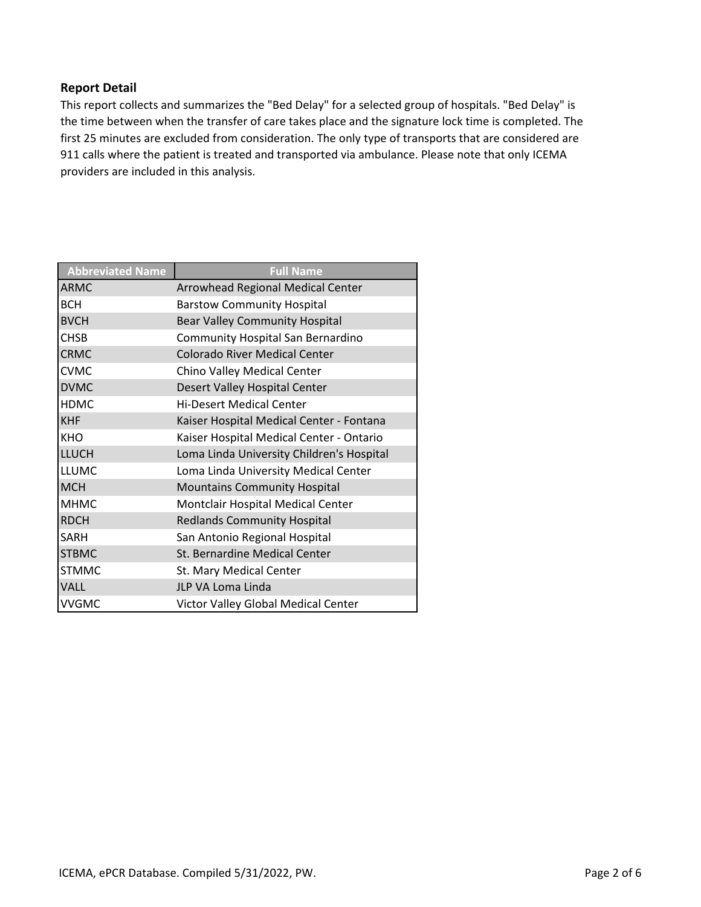**Report Detail**

This report collects and summarizes the "Bed Delay" for a selected group of hospitals. "Bed Delay" is the time between when the transfer of care takes place and the signature lock time is completed. The first 25 minutes are excluded from consideration. The only type of transports that are considered are 911 calls where the patient is treated and transported via ambulance. Please note that only ICEMA providers are included in this analysis.

| Abbreviated Name | Full Name |
|---|---|
| ARMC | Arrowhead Regional Medical Center |
| BCH | Barstow Community Hospital |
| BVCH | Bear Valley Community Hospital |
| CHSB | Community Hospital San Bernardino |
| CRMC | Colorado River Medical Center |
| CVMC | Chino Valley Medical Center |
| DVMC | Desert Valley Hospital Center |
| HDMC | Hi-Desert Medical Center |
| KHF | Kaiser Hospital Medical Center - Fontana |
| KHO | Kaiser Hospital Medical Center - Ontario |
| LLUCH | Loma Linda University Children's Hospital |
| LLUMC | Loma Linda University Medical Center |
| MCH | Mountains Community Hospital |
| MHMC | Montclair Hospital Medical Center |
| RDCH | Redlands Community Hospital |
| SARH | San Antonio Regional Hospital |
| STBMC | St. Bernardine Medical Center |
| STMMC | St. Mary Medical Center |
| VALL | JLP VA Loma Linda |
| VVGMC | Victor Valley Global Medical Center |

ICEMA, ePCR Database. Compiled 5/31/2022, PW.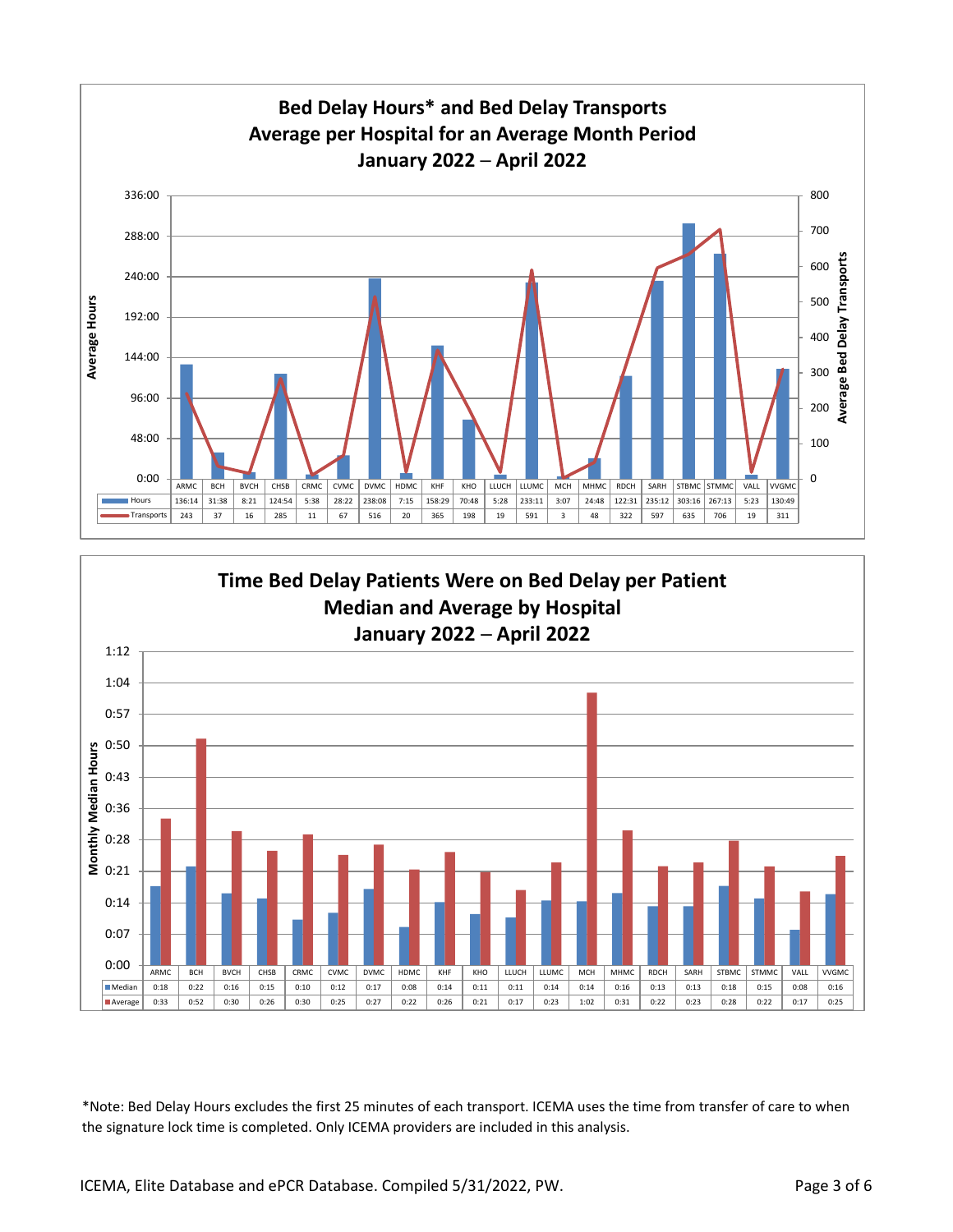## Bed Delay Hours* and Bed Delay Transports Average per Hospital for an Average Month Period January 2022 – April 2022

| | ARMC | BCH | BVCH | CHSB | CRMC | CVMC | DVMC | HDMC | KHF | KHO | LLUCH | LLUMC | MCH | MHMC | RDCH | SARH | STBMC | STMMC | VALL | VVGMC |
|---|---|---|---|---|---|---|---|---|---|---|---|---|---|---|---|---|---|---|---|---|
| Hours | 136:14 | 31:38 | 8:21 | 124:54 | 5:38 | 28:22 | 238:08 | 7:15 | 158:29 | 70:48 | 5:28 | 233:11 | 3:07 | 24:48 | 122:31 | 235:12 | 303:16 | 267:13 | 5:23 | 130:49 |
| Transports | 243 | 37 | 16 | 285 | 11 | 67 | 516 | 20 | 365 | 198 | 19 | 591 | 3 | 48 | 322 | 597 | 635 | 706 | 19 | 311 |

## Time Bed Delay Patients Were on Bed Delay per Patient Median and Average by Hospital January 2022 – April 2022

| | ARMC | BCH | BVCH | CHSB | CRMC | CVMC | DVMC | HDMC | KHF | KHO | LLUCH | LLUMC | MCH | MHMC | RDCH | SARH | STBMC | STMMC | VALL | VVGMC |
|---|---|---|---|---|---|---|---|---|---|---|---|---|---|---|---|---|---|---|---|---|
| Median | 0:18 | 0:22 | 0:16 | 0:15 | 0:10 | 0:12 | 0:17 | 0:08 | 0:14 | 0:11 | 0:11 | 0:14 | 0:14 | 0:16 | 0:13 | 0:13 | 0:18 | 0:15 | 0:08 | 0:16 |
| Average | 0:33 | 0:52 | 0:30 | 0:26 | 0:30 | 0:25 | 0:27 | 0:22 | 0:26 | 0:21 | 0:17 | 0:23 | 1:02 | 0:31 | 0:22 | 0:23 | 0:28 | 0:22 | 0:17 | 0:25 |

*Note: Bed Delay Hours excludes the first 25 minutes of each transport. ICEMA uses the time from transfer of care to when the signature lock time is completed. Only ICEMA providers are included in this analysis.

ICEMA, Elite Database and ePCR Database. Compiled 5/31/2022, PW.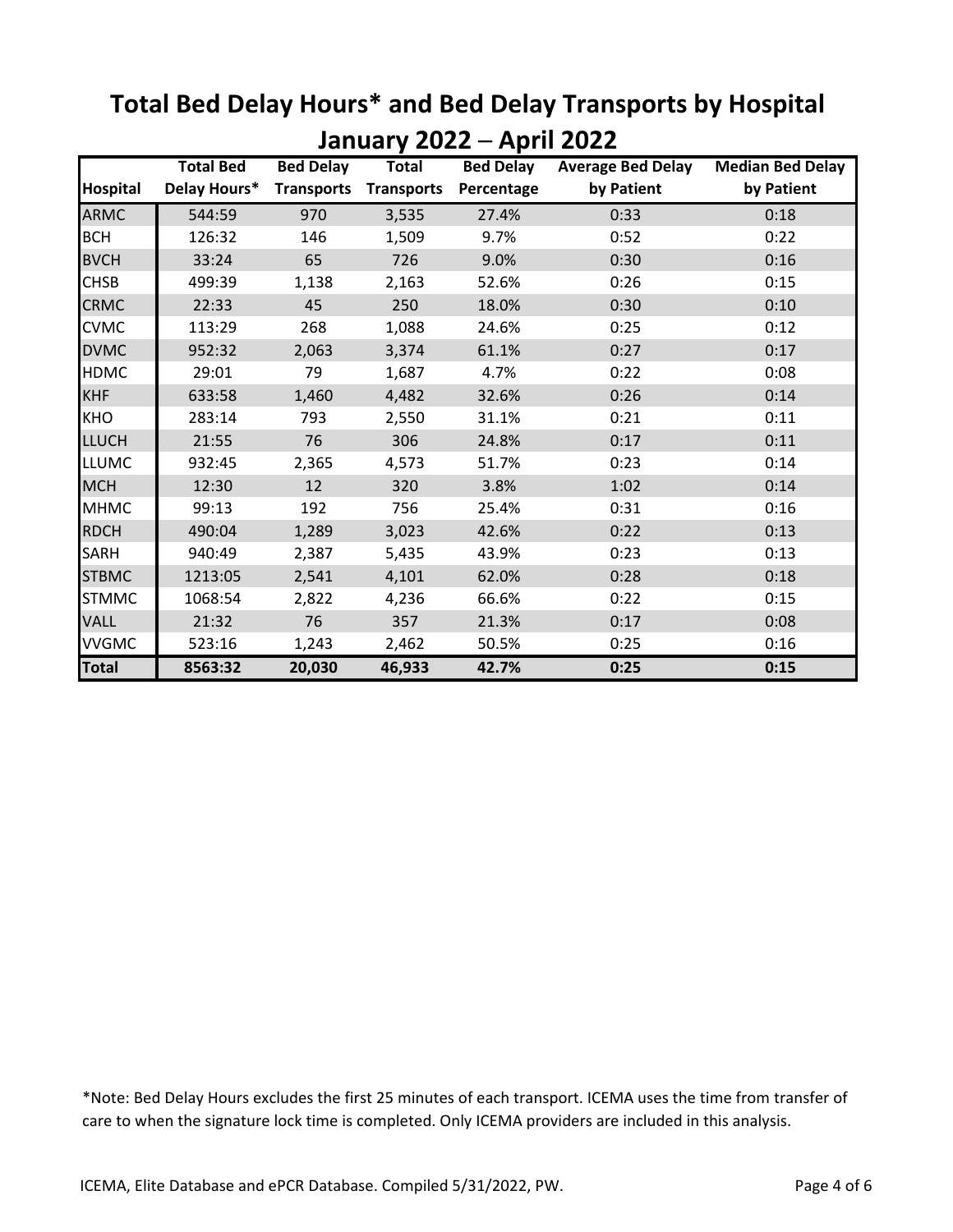# Total Bed Delay Hours* and Bed Delay Transports by Hospital
## January 2022 – April 2022

| Hospital | Total Bed Delay Hours* | Bed Delay Transports | Total Transports | Bed Delay Percentage | Average Bed Delay by Patient | Median Bed Delay by Patient |
|---|---|---|---|---|---|---|
| ARMC | 544:59 | 970 | 3,535 | 27.4% | 0:33 | 0:18 |
| BCH | 126:32 | 146 | 1,509 | 9.7% | 0:52 | 0:22 |
| BVCH | 33:24 | 65 | 726 | 9.0% | 0:30 | 0:16 |
| CHSB | 499:39 | 1,138 | 2,163 | 52.6% | 0:26 | 0:15 |
| CRMC | 22:33 | 45 | 250 | 18.0% | 0:30 | 0:10 |
| CVMC | 113:29 | 268 | 1,088 | 24.6% | 0:25 | 0:12 |
| DVMC | 952:32 | 2,063 | 3,374 | 61.1% | 0:27 | 0:17 |
| HDMC | 29:01 | 79 | 1,687 | 4.7% | 0:22 | 0:08 |
| KHF | 633:58 | 1,460 | 4,482 | 32.6% | 0:26 | 0:14 |
| KHO | 283:14 | 793 | 2,550 | 31.1% | 0:21 | 0:11 |
| LLUCH | 21:55 | 76 | 306 | 24.8% | 0:17 | 0:11 |
| LLUMC | 932:45 | 2,365 | 4,573 | 51.7% | 0:23 | 0:14 |
| MCH | 12:30 | 12 | 320 | 3.8% | 1:02 | 0:14 |
| MHMC | 99:13 | 192 | 756 | 25.4% | 0:31 | 0:16 |
| RDCH | 490:04 | 1,289 | 3,023 | 42.6% | 0:22 | 0:13 |
| SARH | 940:49 | 2,387 | 5,435 | 43.9% | 0:23 | 0:13 |
| STBMC | 1213:05 | 2,541 | 4,101 | 62.0% | 0:28 | 0:18 |
| STMMC | 1068:54 | 2,822 | 4,236 | 66.6% | 0:22 | 0:15 |
| VALL | 21:32 | 76 | 357 | 21.3% | 0:17 | 0:08 |
| VVGMC | 523:16 | 1,243 | 2,462 | 50.5% | 0:25 | 0:16 |
| **Total** | **8563:32** | **20,030** | **46,933** | **42.7%** | **0:25** | **0:15** |

*Note: Bed Delay Hours excludes the first 25 minutes of each transport. ICEMA uses the time from transfer of care to when the signature lock time is completed. Only ICEMA providers are included in this analysis.

ICEMA, Elite Database and ePCR Database. Compiled 5/31/2022, PW.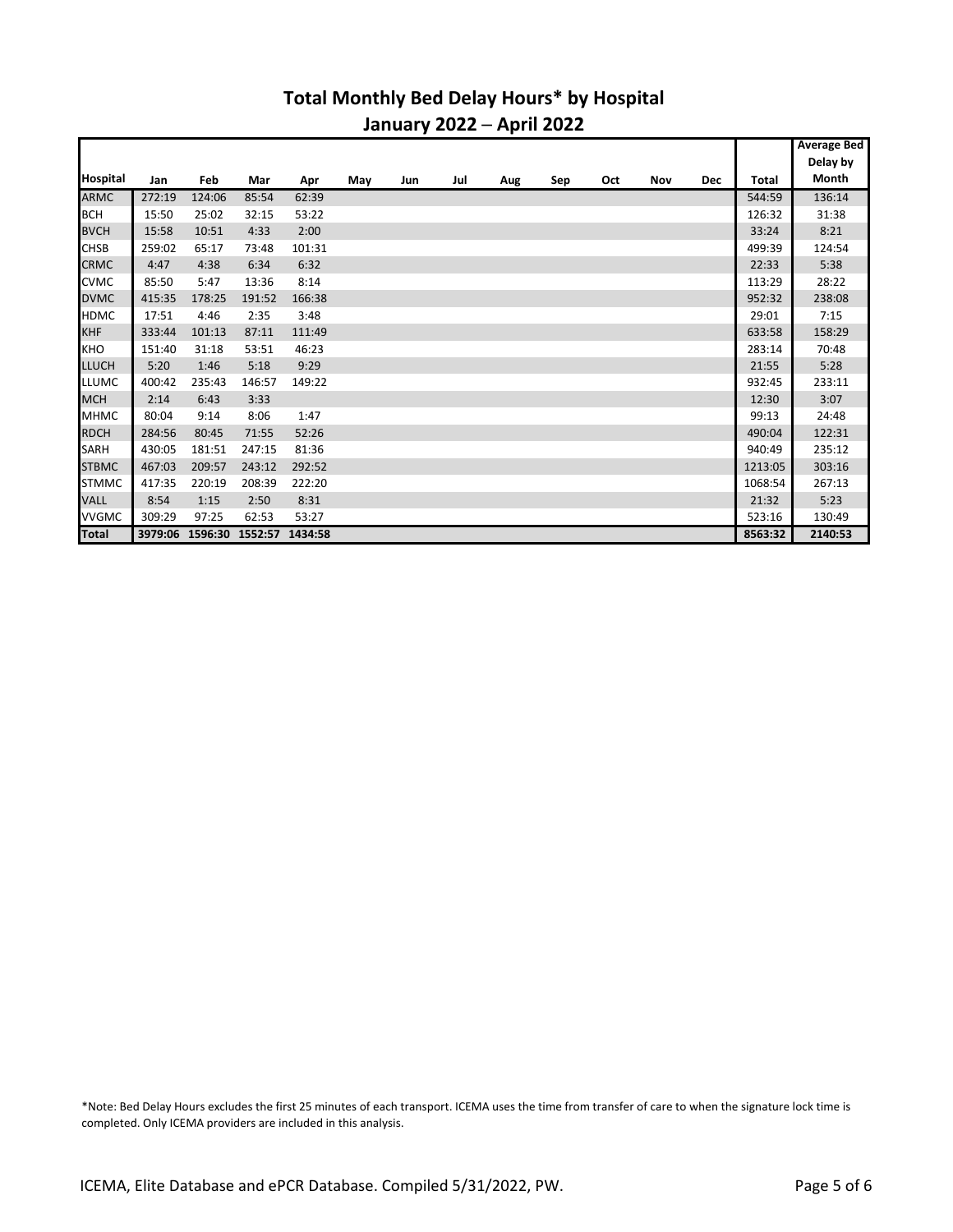# Total Monthly Bed Delay Hours* by Hospital

## January 2022 – April 2022

| Hospital | Jan | Feb | Mar | Apr | May | Jun | Jul | Aug | Sep | Oct | Nov | Dec | Total | Average Bed Delay by Month |
|---|---|---|---|---|---|---|---|---|---|---|---|---|---|---|
| ARMC | 272:19 | 124:06 | 85:54 | 62:39 | | | | | | | | | 544:59 | 136:14 |
| BCH | 15:50 | 25:02 | 32:15 | 53:22 | | | | | | | | | 126:32 | 31:38 |
| BVCH | 15:58 | 10:51 | 4:33 | 2:00 | | | | | | | | | 33:24 | 8:21 |
| CHSB | 259:02 | 65:17 | 73:48 | 101:31 | | | | | | | | | 499:39 | 124:54 |
| CRMC | 4:47 | 4:38 | 6:34 | 6:32 | | | | | | | | | 22:33 | 5:38 |
| CVMC | 85:50 | 5:47 | 13:36 | 8:14 | | | | | | | | | 113:29 | 28:22 |
| DVMC | 415:35 | 178:25 | 191:52 | 166:38 | | | | | | | | | 952:32 | 238:08 |
| HDMC | 17:51 | 4:46 | 2:35 | 3:48 | | | | | | | | | 29:01 | 7:15 |
| KHF | 333:44 | 101:13 | 87:11 | 111:49 | | | | | | | | | 633:58 | 158:29 |
| KHO | 151:40 | 31:18 | 53:51 | 46:23 | | | | | | | | | 283:14 | 70:48 |
| LLUCH | 5:20 | 1:46 | 5:18 | 9:29 | | | | | | | | | 21:55 | 5:28 |
| LLUMC | 400:42 | 235:43 | 146:57 | 149:22 | | | | | | | | | 932:45 | 233:11 |
| MCH | 2:14 | 6:43 | 3:33 | | | | | | | | | | 12:30 | 3:07 |
| MHMC | 80:04 | 9:14 | 8:06 | 1:47 | | | | | | | | | 99:13 | 24:48 |
| RDCH | 284:56 | 80:45 | 71:55 | 52:26 | | | | | | | | | 490:04 | 122:31 |
| SARH | 430:05 | 181:51 | 247:15 | 81:36 | | | | | | | | | 940:49 | 235:12 |
| STBMC | 467:03 | 209:57 | 243:12 | 292:52 | | | | | | | | | 1213:05 | 303:16 |
| STMMC | 417:35 | 220:19 | 208:39 | 222:20 | | | | | | | | | 1068:54 | 267:13 |
| VALL | 8:54 | 1:15 | 2:50 | 8:31 | | | | | | | | | 21:32 | 5:23 |
| VVGMC | 309:29 | 97:25 | 62:53 | 53:27 | | | | | | | | | 523:16 | 130:49 |
| **Total** | **3979:06** | **1596:30** | **1552:57** | **1434:58** | | | | | | | | | **8563:32** | **2140:53** |

*Note: Bed Delay Hours excludes the first 25 minutes of each transport. ICEMA uses the time from transfer of care to when the signature lock time is completed. Only ICEMA providers are included in this analysis.

ICEMA, Elite Database and ePCR Database. Compiled 5/31/2022, PW.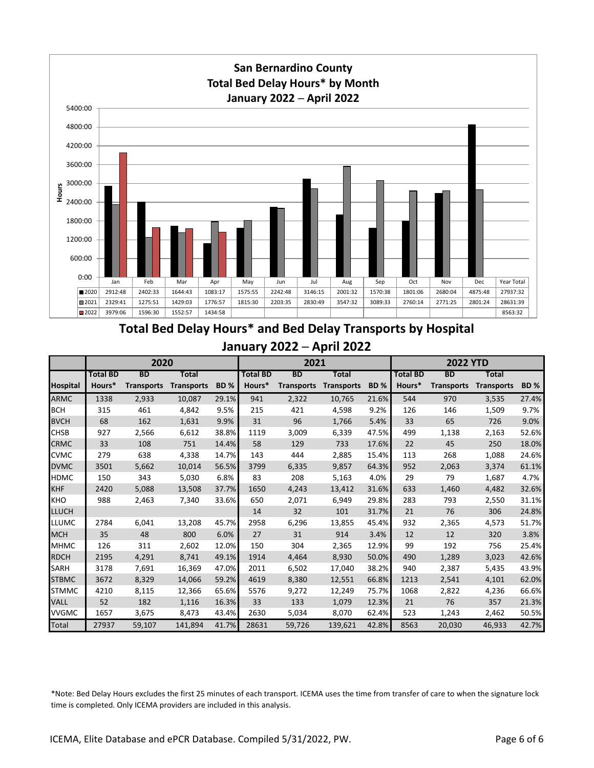**San Bernardino County**
**Total Bed Delay Hours* by Month**
**January 2022 – April 2022**

Hours

5400:00
4800:00
4200:00
3600:00
3000:00
2400:00
1800:00
1200:00
600:00
0:00

Jan Feb Mar Apr May Jun Jul Aug Sep Oct Nov Dec Year Total

2020 2912:48 2402:33 1644:43 1083:17 1575:55 2242:48 3146:15 2001:32 1570:38 1801:06 2680:04 4875:48 27937:32

2021 2329:41 1275:51 1429:03 1776:57 1815:30 2203:35 2830:49 3547:32 3089:33 2760:14 2771:25 2801:24 28631:39

2022 3979:06 1596:30 1552:57 1434:58 8563:32

## Total Bed Delay Hours* and Bed Delay Transports by Hospital
## January 2022 – April 2022

| | 2020 | | | | 2021 | | | | 2022 YTD | | | |
|---|---|---|---|---|---|---|---|---|---|---|---|---|
| Hospital | Total BD Hours* | BD Transports | Total Transports | BD % | Total BD Hours* | BD Transports | Total Transports | BD % | Total BD Hours* | BD Transports | Total Transports | BD % |
| ARMC | 1338 | 2,933 | 10,087 | 29.1% | 941 | 2,322 | 10,765 | 21.6% | 544 | 970 | 3,535 | 27.4% |
| BCH | 315 | 461 | 4,842 | 9.5% | 215 | 421 | 4,598 | 9.2% | 126 | 146 | 1,509 | 9.7% |
| BVCH | 68 | 162 | 1,631 | 9.9% | 31 | 96 | 1,766 | 5.4% | 33 | 65 | 726 | 9.0% |
| CHSB | 927 | 2,566 | 6,612 | 38.8% | 1119 | 3,009 | 6,339 | 47.5% | 499 | 1,138 | 2,163 | 52.6% |
| CRMC | 33 | 108 | 751 | 14.4% | 58 | 129 | 733 | 17.6% | 22 | 45 | 250 | 18.0% |
| CVMC | 279 | 638 | 4,338 | 14.7% | 143 | 444 | 2,885 | 15.4% | 113 | 268 | 1,088 | 24.6% |
| DVMC | 3501 | 5,662 | 10,014 | 56.5% | 3799 | 6,335 | 9,857 | 64.3% | 952 | 2,063 | 3,374 | 61.1% |
| HDMC | 150 | 343 | 5,030 | 6.8% | 83 | 208 | 5,163 | 4.0% | 29 | 79 | 1,687 | 4.7% |
| KHF | 2420 | 5,088 | 13,508 | 37.7% | 1650 | 4,243 | 13,412 | 31.6% | 633 | 1,460 | 4,482 | 32.6% |
| KHO | 988 | 2,463 | 7,340 | 33.6% | 650 | 2,071 | 6,949 | 29.8% | 283 | 793 | 2,550 | 31.1% |
| LLUCH | | | | | 14 | 32 | 101 | 31.7% | 21 | 76 | 306 | 24.8% |
| LLUMC | 2784 | 6,041 | 13,208 | 45.7% | 2958 | 6,296 | 13,855 | 45.4% | 932 | 2,365 | 4,573 | 51.7% |
| MCH | 35 | 48 | 800 | 6.0% | 27 | 31 | 914 | 3.4% | 12 | 12 | 320 | 3.8% |
| MHMC | 126 | 311 | 2,602 | 12.0% | 150 | 304 | 2,365 | 12.9% | 99 | 192 | 756 | 25.4% |
| RDCH | 2195 | 4,291 | 8,741 | 49.1% | 1914 | 4,464 | 8,930 | 50.0% | 490 | 1,289 | 3,023 | 42.6% |
| SARH | 3178 | 7,691 | 16,369 | 47.0% | 2011 | 6,502 | 17,040 | 38.2% | 940 | 2,387 | 5,435 | 43.9% |
| STBMC | 3672 | 8,329 | 14,066 | 59.2% | 4619 | 8,380 | 12,551 | 66.8% | 1213 | 2,541 | 4,101 | 62.0% |
| STMMC | 4210 | 8,115 | 12,366 | 65.6% | 5576 | 9,272 | 12,249 | 75.7% | 1068 | 2,822 | 4,236 | 66.6% |
| VALL | 52 | 182 | 1,116 | 16.3% | 33 | 133 | 1,079 | 12.3% | 21 | 76 | 357 | 21.3% |
| VVGMC | 1657 | 3,675 | 8,473 | 43.4% | 2630 | 5,034 | 8,070 | 62.4% | 523 | 1,243 | 2,462 | 50.5% |
| Total | 27937 | 59,107 | 141,894 | 41.7% | 28631 | 59,726 | 139,621 | 42.8% | 8563 | 20,030 | 46,933 | 42.7% |

*Note: Bed Delay Hours excludes the first 25 minutes of each transport. ICEMA uses the time from transfer of care to when the signature lock time is completed. Only ICEMA providers are included in this analysis.

ICEMA, Elite Database and ePCR Database. Compiled 5/31/2022, PW.